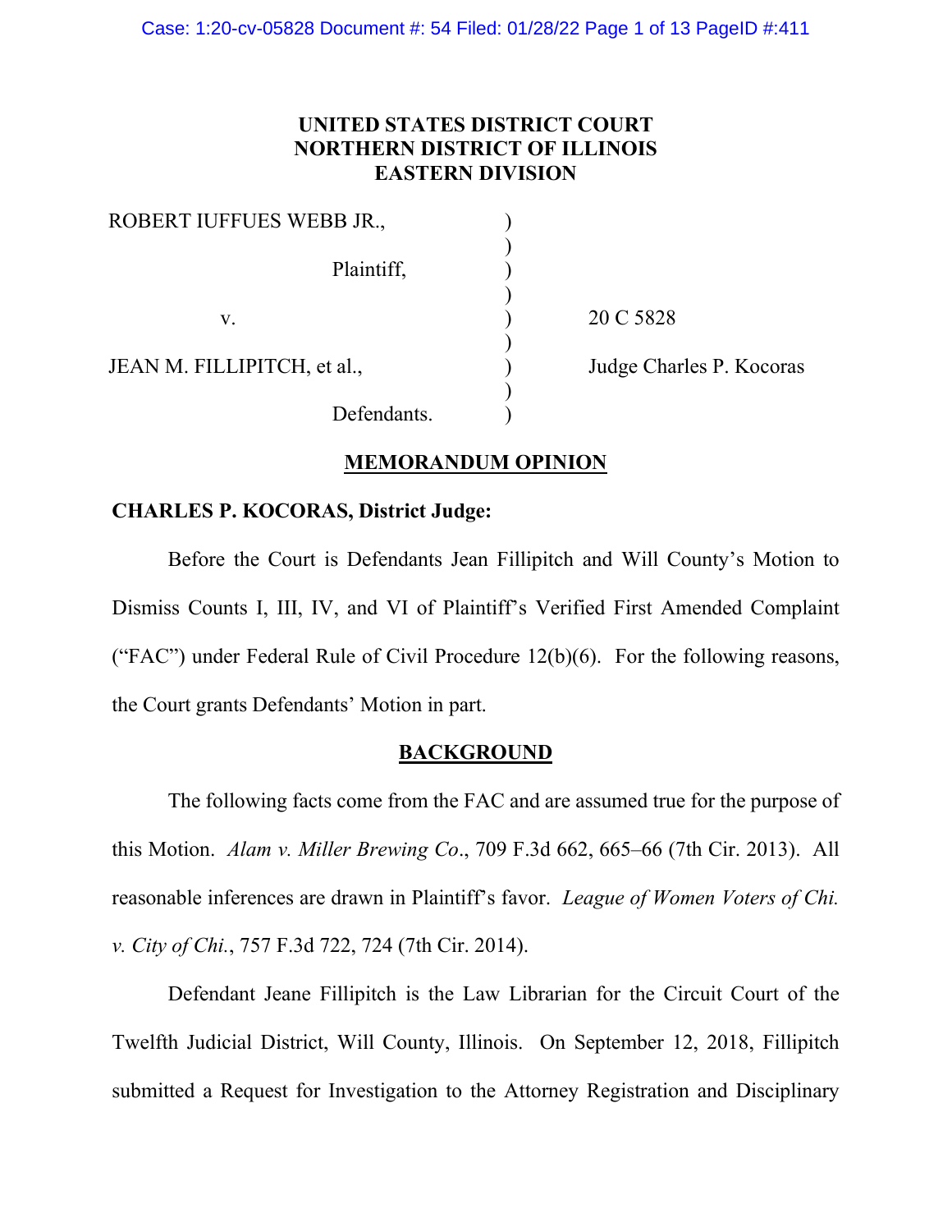UNITED STATES DISTRICT COURT
NORTHERN DISTRICT OF ILLINOIS
EASTERN DIVISION

| | | |
|---|---|---|
| ROBERT IUFFUES WEBB JR., | ) | |
| | ) | |
| Plaintiff, | ) | |
| | ) | |
| v. | ) | 20 C 5828 |
| | ) | |
| JEAN M. FILLIPITCH, et al., | ) | Judge Charles P. Kocoras |
| | ) | |
| Defendants. | ) | |

## MEMORANDUM OPINION

**CHARLES P. KOCORAS, District Judge:**

Before the Court is Defendants Jean Fillipitch and Will County's Motion to Dismiss Counts I, III, IV, and VI of Plaintiff's Verified First Amended Complaint ("FAC") under Federal Rule of Civil Procedure 12(b)(6). For the following reasons, the Court grants Defendants' Motion in part.

## BACKGROUND

The following facts come from the FAC and are assumed true for the purpose of this Motion. *Alam v. Miller Brewing Co*., 709 F.3d 662, 665–66 (7th Cir. 2013). All reasonable inferences are drawn in Plaintiff's favor. *League of Women Voters of Chi. v. City of Chi.*, 757 F.3d 722, 724 (7th Cir. 2014).

Defendant Jeane Fillipitch is the Law Librarian for the Circuit Court of the Twelfth Judicial District, Will County, Illinois. On September 12, 2018, Fillipitch submitted a Request for Investigation to the Attorney Registration and Disciplinary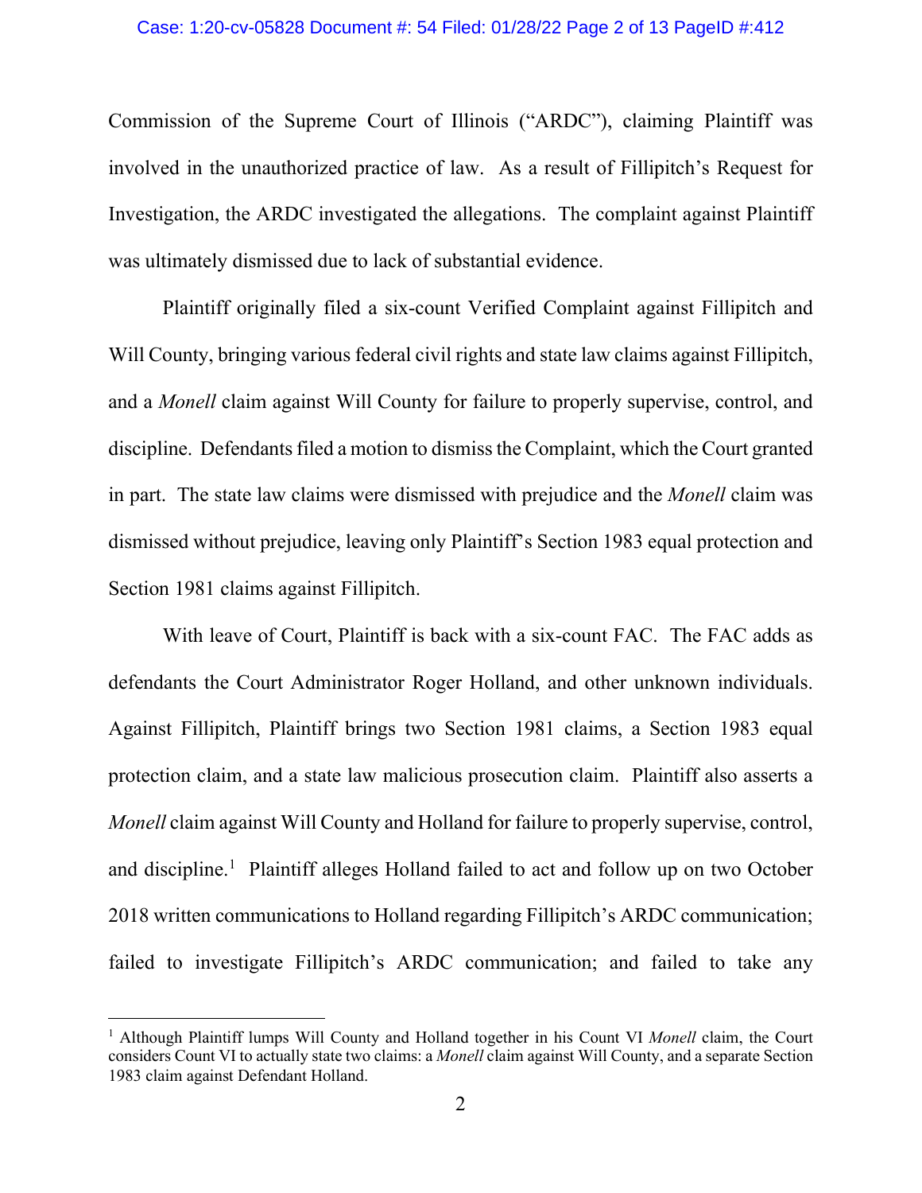Commission of the Supreme Court of Illinois ("ARDC"), claiming Plaintiff was involved in the unauthorized practice of law. As a result of Fillipitch's Request for Investigation, the ARDC investigated the allegations. The complaint against Plaintiff was ultimately dismissed due to lack of substantial evidence.

Plaintiff originally filed a six-count Verified Complaint against Fillipitch and Will County, bringing various federal civil rights and state law claims against Fillipitch, and a *Monell* claim against Will County for failure to properly supervise, control, and discipline. Defendants filed a motion to dismiss the Complaint, which the Court granted in part. The state law claims were dismissed with prejudice and the *Monell* claim was dismissed without prejudice, leaving only Plaintiff's Section 1983 equal protection and Section 1981 claims against Fillipitch.

With leave of Court, Plaintiff is back with a six-count FAC. The FAC adds as defendants the Court Administrator Roger Holland, and other unknown individuals. Against Fillipitch, Plaintiff brings two Section 1981 claims, a Section 1983 equal protection claim, and a state law malicious prosecution claim. Plaintiff also asserts a *Monell* claim against Will County and Holland for failure to properly supervise, control, and discipline.[1] Plaintiff alleges Holland failed to act and follow up on two October 2018 written communications to Holland regarding Fillipitch's ARDC communication; failed to investigate Fillipitch's ARDC communication; and failed to take any

---

[1] Although Plaintiff lumps Will County and Holland together in his Count VI *Monell* claim, the Court considers Count VI to actually state two claims: a *Monell* claim against Will County, and a separate Section 1983 claim against Defendant Holland.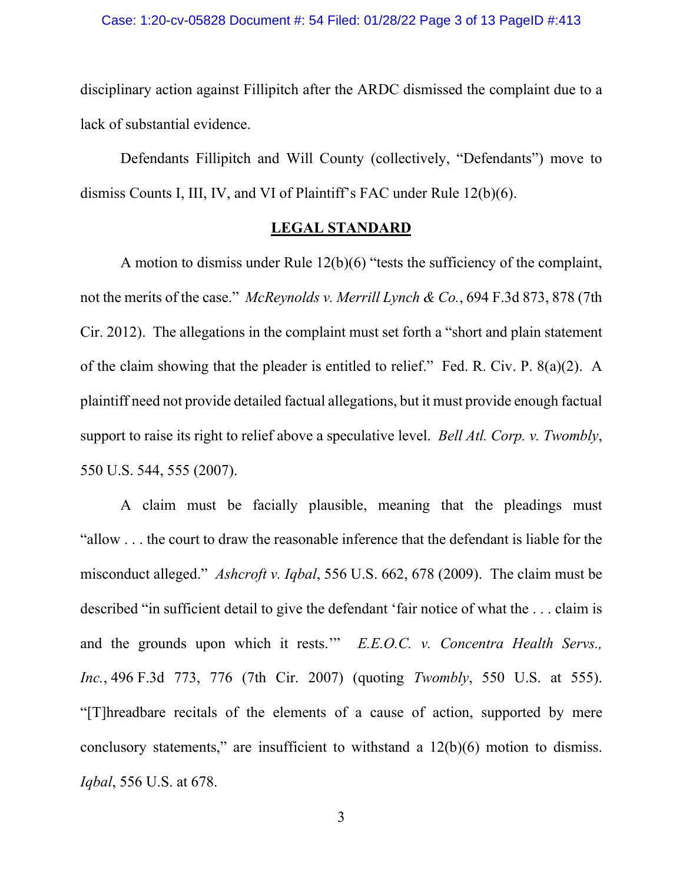disciplinary action against Fillipitch after the ARDC dismissed the complaint due to a lack of substantial evidence.

Defendants Fillipitch and Will County (collectively, "Defendants") move to dismiss Counts I, III, IV, and VI of Plaintiff's FAC under Rule 12(b)(6).

## **LEGAL STANDARD**

A motion to dismiss under Rule 12(b)(6) "tests the sufficiency of the complaint, not the merits of the case." *McReynolds v. Merrill Lynch & Co.*, 694 F.3d 873, 878 (7th Cir. 2012). The allegations in the complaint must set forth a "short and plain statement of the claim showing that the pleader is entitled to relief." Fed. R. Civ. P. 8(a)(2). A plaintiff need not provide detailed factual allegations, but it must provide enough factual support to raise its right to relief above a speculative level. *Bell Atl. Corp. v. Twombly*, 550 U.S. 544, 555 (2007).

A claim must be facially plausible, meaning that the pleadings must "allow . . . the court to draw the reasonable inference that the defendant is liable for the misconduct alleged." *Ashcroft v. Iqbal*, 556 U.S. 662, 678 (2009). The claim must be described "in sufficient detail to give the defendant 'fair notice of what the . . . claim is and the grounds upon which it rests.'" *E.E.O.C. v. Concentra Health Servs., Inc.*, 496 F.3d 773, 776 (7th Cir. 2007) (quoting *Twombly*, 550 U.S. at 555). "[T]hreadbare recitals of the elements of a cause of action, supported by mere conclusory statements," are insufficient to withstand a 12(b)(6) motion to dismiss. *Iqbal*, 556 U.S. at 678.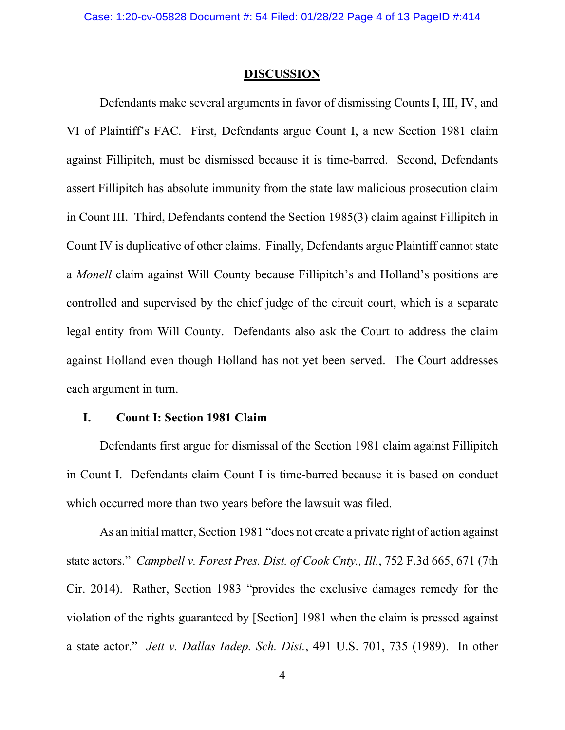## DISCUSSION

Defendants make several arguments in favor of dismissing Counts I, III, IV, and VI of Plaintiff's FAC. First, Defendants argue Count I, a new Section 1981 claim against Fillipitch, must be dismissed because it is time-barred. Second, Defendants assert Fillipitch has absolute immunity from the state law malicious prosecution claim in Count III. Third, Defendants contend the Section 1985(3) claim against Fillipitch in Count IV is duplicative of other claims. Finally, Defendants argue Plaintiff cannot state a *Monell* claim against Will County because Fillipitch's and Holland's positions are controlled and supervised by the chief judge of the circuit court, which is a separate legal entity from Will County. Defendants also ask the Court to address the claim against Holland even though Holland has not yet been served. The Court addresses each argument in turn.

### I. Count I: Section 1981 Claim

Defendants first argue for dismissal of the Section 1981 claim against Fillipitch in Count I. Defendants claim Count I is time-barred because it is based on conduct which occurred more than two years before the lawsuit was filed.

As an initial matter, Section 1981 "does not create a private right of action against state actors." *Campbell v. Forest Pres. Dist. of Cook Cnty., Ill.*, 752 F.3d 665, 671 (7th Cir. 2014). Rather, Section 1983 "provides the exclusive damages remedy for the violation of the rights guaranteed by [Section] 1981 when the claim is pressed against a state actor." *Jett v. Dallas Indep. Sch. Dist.*, 491 U.S. 701, 735 (1989). In other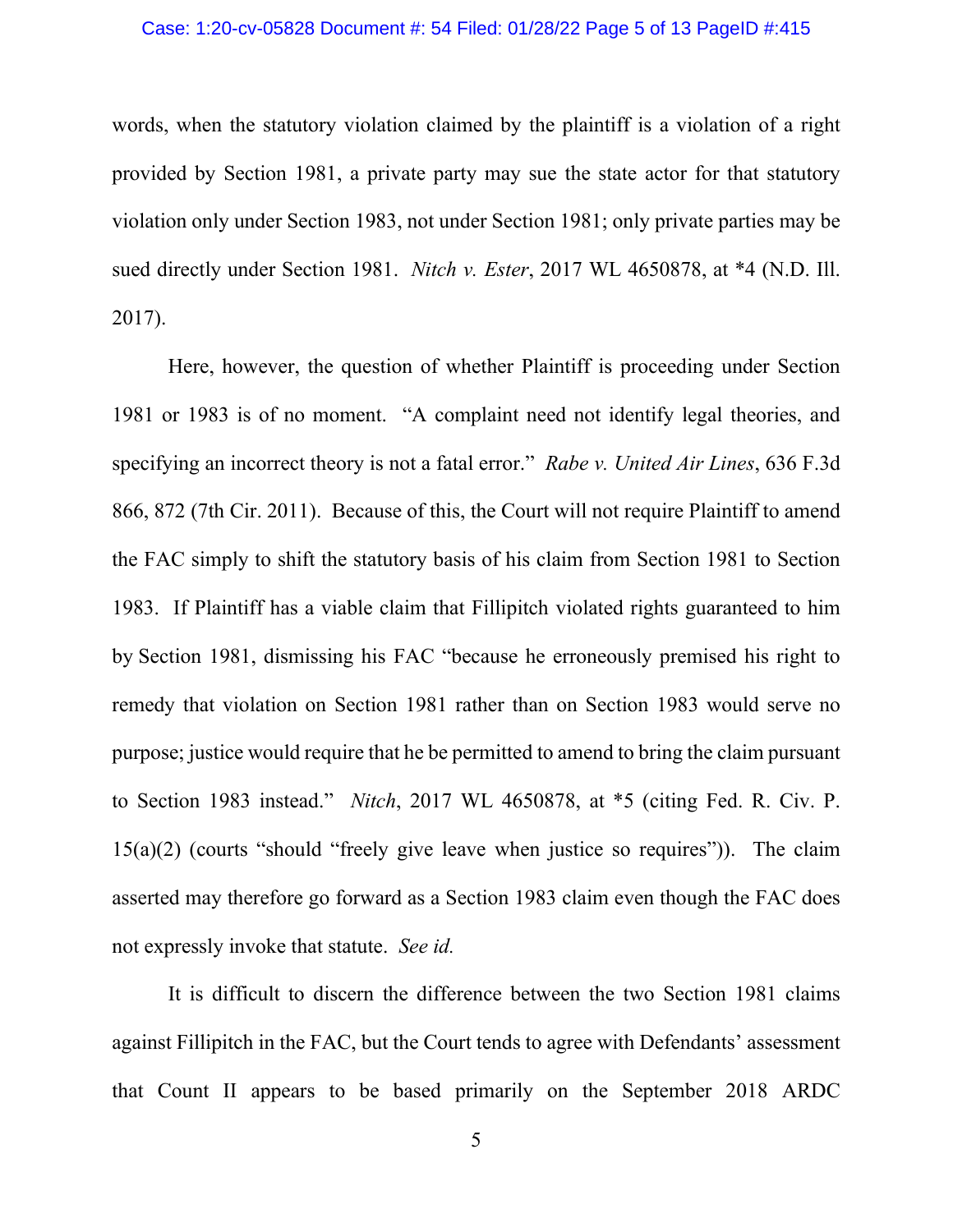words, when the statutory violation claimed by the plaintiff is a violation of a right provided by Section 1981, a private party may sue the state actor for that statutory violation only under Section 1983, not under Section 1981; only private parties may be sued directly under Section 1981. *Nitch v. Ester*, 2017 WL 4650878, at *4 (N.D. Ill. 2017).

Here, however, the question of whether Plaintiff is proceeding under Section 1981 or 1983 is of no moment. "A complaint need not identify legal theories, and specifying an incorrect theory is not a fatal error." *Rabe v. United Air Lines*, 636 F.3d 866, 872 (7th Cir. 2011). Because of this, the Court will not require Plaintiff to amend the FAC simply to shift the statutory basis of his claim from Section 1981 to Section 1983. If Plaintiff has a viable claim that Fillipitch violated rights guaranteed to him by Section 1981, dismissing his FAC "because he erroneously premised his right to remedy that violation on Section 1981 rather than on Section 1983 would serve no purpose; justice would require that he be permitted to amend to bring the claim pursuant to Section 1983 instead." *Nitch*, 2017 WL 4650878, at *5 (citing Fed. R. Civ. P. 15(a)(2) (courts "should "freely give leave when justice so requires")). The claim asserted may therefore go forward as a Section 1983 claim even though the FAC does not expressly invoke that statute. *See id.*

It is difficult to discern the difference between the two Section 1981 claims against Fillipitch in the FAC, but the Court tends to agree with Defendants' assessment that Count II appears to be based primarily on the September 2018 ARDC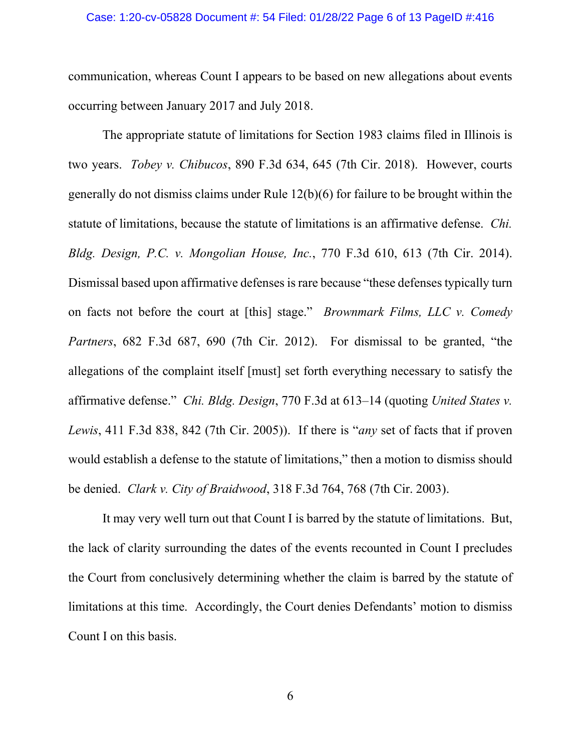communication, whereas Count I appears to be based on new allegations about events occurring between January 2017 and July 2018.

The appropriate statute of limitations for Section 1983 claims filed in Illinois is two years. *Tobey v. Chibucos*, 890 F.3d 634, 645 (7th Cir. 2018). However, courts generally do not dismiss claims under Rule 12(b)(6) for failure to be brought within the statute of limitations, because the statute of limitations is an affirmative defense. *Chi. Bldg. Design, P.C. v. Mongolian House, Inc.*, 770 F.3d 610, 613 (7th Cir. 2014). Dismissal based upon affirmative defenses is rare because "these defenses typically turn on facts not before the court at [this] stage." *Brownmark Films, LLC v. Comedy Partners*, 682 F.3d 687, 690 (7th Cir. 2012). For dismissal to be granted, "the allegations of the complaint itself [must] set forth everything necessary to satisfy the affirmative defense." *Chi. Bldg. Design*, 770 F.3d at 613–14 (quoting *United States v. Lewis*, 411 F.3d 838, 842 (7th Cir. 2005)). If there is "*any* set of facts that if proven would establish a defense to the statute of limitations," then a motion to dismiss should be denied. *Clark v. City of Braidwood*, 318 F.3d 764, 768 (7th Cir. 2003).

It may very well turn out that Count I is barred by the statute of limitations. But, the lack of clarity surrounding the dates of the events recounted in Count I precludes the Court from conclusively determining whether the claim is barred by the statute of limitations at this time. Accordingly, the Court denies Defendants' motion to dismiss Count I on this basis.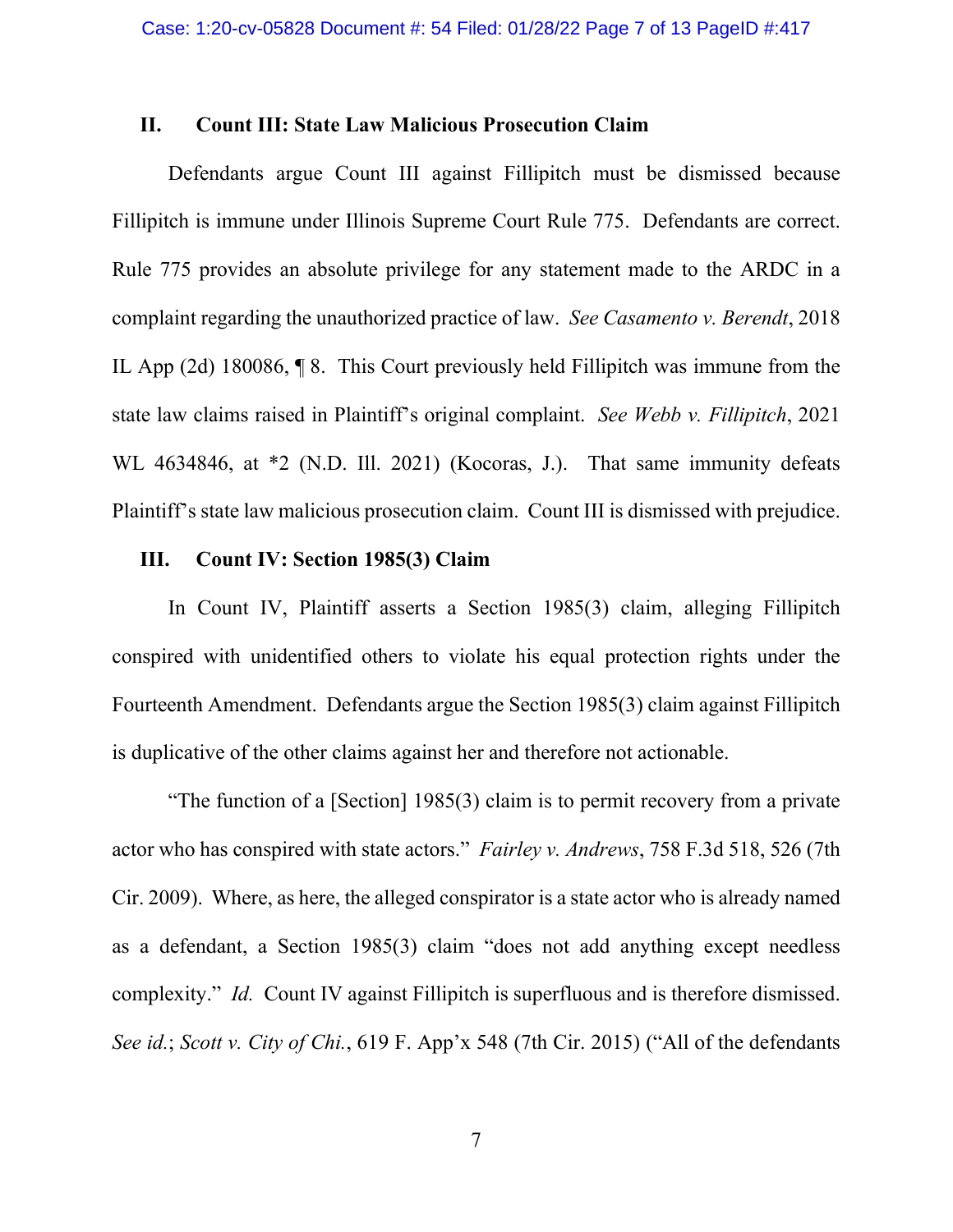## II. Count III: State Law Malicious Prosecution Claim

Defendants argue Count III against Fillipitch must be dismissed because Fillipitch is immune under Illinois Supreme Court Rule 775. Defendants are correct. Rule 775 provides an absolute privilege for any statement made to the ARDC in a complaint regarding the unauthorized practice of law. *See Casamento v. Berendt*, 2018 IL App (2d) 180086, ¶ 8. This Court previously held Fillipitch was immune from the state law claims raised in Plaintiff's original complaint. *See Webb v. Fillipitch*, 2021 WL 4634846, at *2 (N.D. Ill. 2021) (Kocoras, J.). That same immunity defeats Plaintiff's state law malicious prosecution claim. Count III is dismissed with prejudice.

## III. Count IV: Section 1985(3) Claim

In Count IV, Plaintiff asserts a Section 1985(3) claim, alleging Fillipitch conspired with unidentified others to violate his equal protection rights under the Fourteenth Amendment. Defendants argue the Section 1985(3) claim against Fillipitch is duplicative of the other claims against her and therefore not actionable.

"The function of a [Section] 1985(3) claim is to permit recovery from a private actor who has conspired with state actors." *Fairley v. Andrews*, 758 F.3d 518, 526 (7th Cir. 2009). Where, as here, the alleged conspirator is a state actor who is already named as a defendant, a Section 1985(3) claim "does not add anything except needless complexity." *Id.* Count IV against Fillipitch is superfluous and is therefore dismissed. *See id.*; *Scott v. City of Chi.*, 619 F. App'x 548 (7th Cir. 2015) ("All of the defendants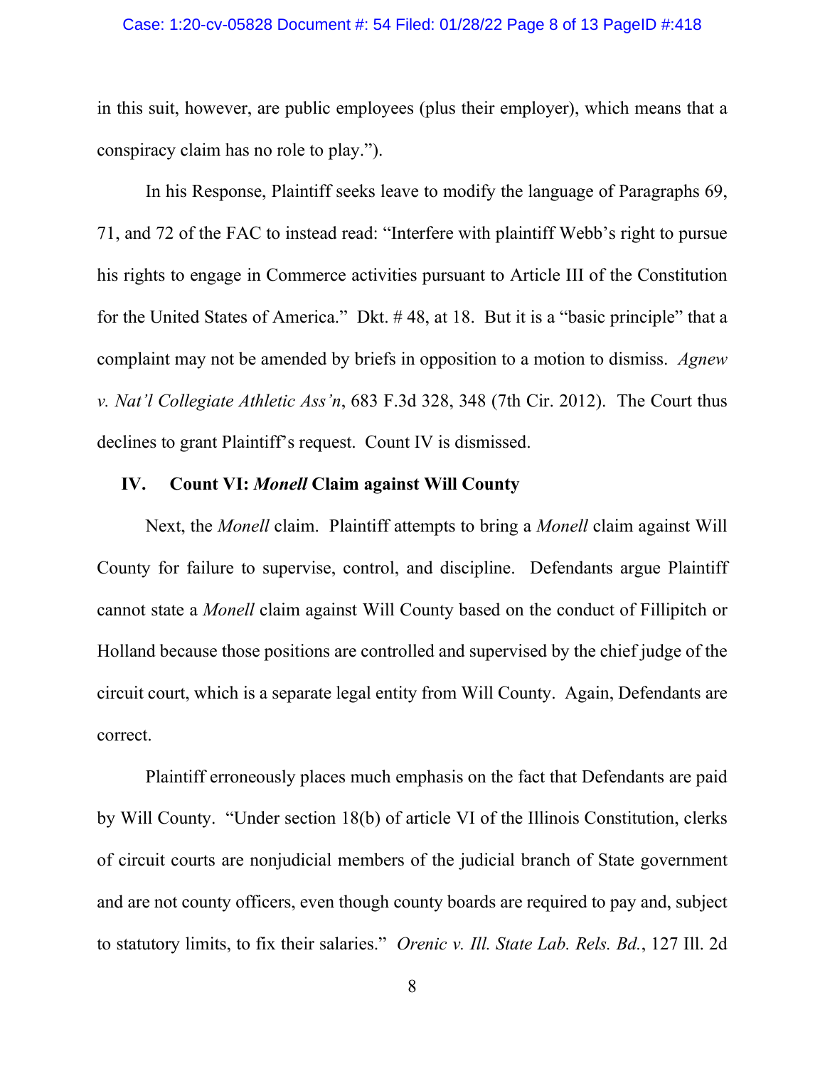in this suit, however, are public employees (plus their employer), which means that a conspiracy claim has no role to play.").

In his Response, Plaintiff seeks leave to modify the language of Paragraphs 69, 71, and 72 of the FAC to instead read: "Interfere with plaintiff Webb's right to pursue his rights to engage in Commerce activities pursuant to Article III of the Constitution for the United States of America." Dkt. # 48, at 18. But it is a "basic principle" that a complaint may not be amended by briefs in opposition to a motion to dismiss. *Agnew v. Nat'l Collegiate Athletic Ass'n*, 683 F.3d 328, 348 (7th Cir. 2012). The Court thus declines to grant Plaintiff's request. Count IV is dismissed.

## IV. Count VI: *Monell* Claim against Will County

Next, the *Monell* claim. Plaintiff attempts to bring a *Monell* claim against Will County for failure to supervise, control, and discipline. Defendants argue Plaintiff cannot state a *Monell* claim against Will County based on the conduct of Fillipitch or Holland because those positions are controlled and supervised by the chief judge of the circuit court, which is a separate legal entity from Will County. Again, Defendants are correct.

Plaintiff erroneously places much emphasis on the fact that Defendants are paid by Will County. "Under section 18(b) of article VI of the Illinois Constitution, clerks of circuit courts are nonjudicial members of the judicial branch of State government and are not county officers, even though county boards are required to pay and, subject to statutory limits, to fix their salaries." *Orenic v. Ill. State Lab. Rels. Bd.*, 127 Ill. 2d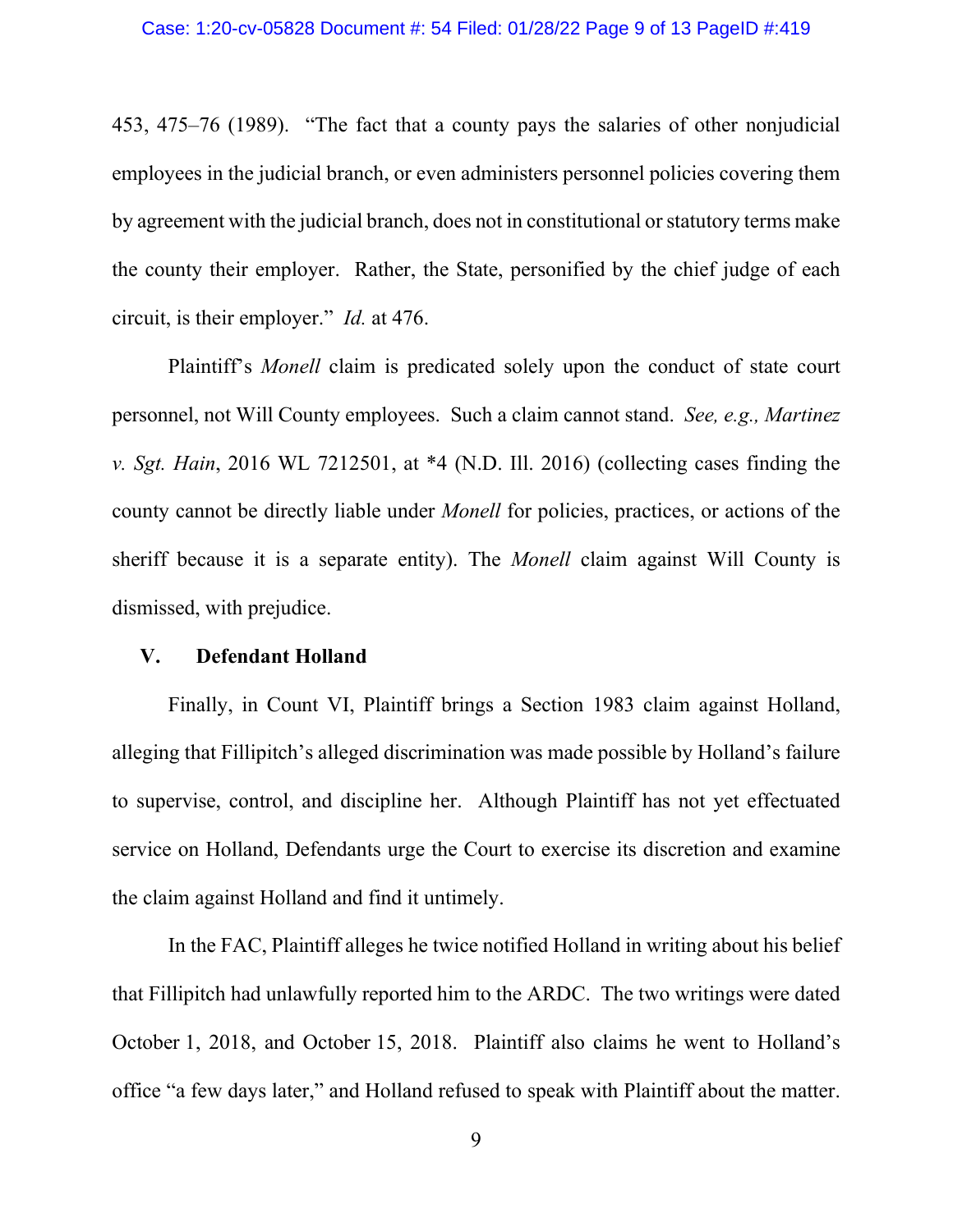453, 475–76 (1989). "The fact that a county pays the salaries of other nonjudicial employees in the judicial branch, or even administers personnel policies covering them by agreement with the judicial branch, does not in constitutional or statutory terms make the county their employer. Rather, the State, personified by the chief judge of each circuit, is their employer." *Id.* at 476.

Plaintiff's *Monell* claim is predicated solely upon the conduct of state court personnel, not Will County employees. Such a claim cannot stand. *See, e.g., Martinez v. Sgt. Hain*, 2016 WL 7212501, at *4 (N.D. Ill. 2016) (collecting cases finding the county cannot be directly liable under *Monell* for policies, practices, or actions of the sheriff because it is a separate entity). The *Monell* claim against Will County is dismissed, with prejudice.

## V. Defendant Holland

Finally, in Count VI, Plaintiff brings a Section 1983 claim against Holland, alleging that Fillipitch's alleged discrimination was made possible by Holland's failure to supervise, control, and discipline her. Although Plaintiff has not yet effectuated service on Holland, Defendants urge the Court to exercise its discretion and examine the claim against Holland and find it untimely.

In the FAC, Plaintiff alleges he twice notified Holland in writing about his belief that Fillipitch had unlawfully reported him to the ARDC. The two writings were dated October 1, 2018, and October 15, 2018. Plaintiff also claims he went to Holland's office "a few days later," and Holland refused to speak with Plaintiff about the matter.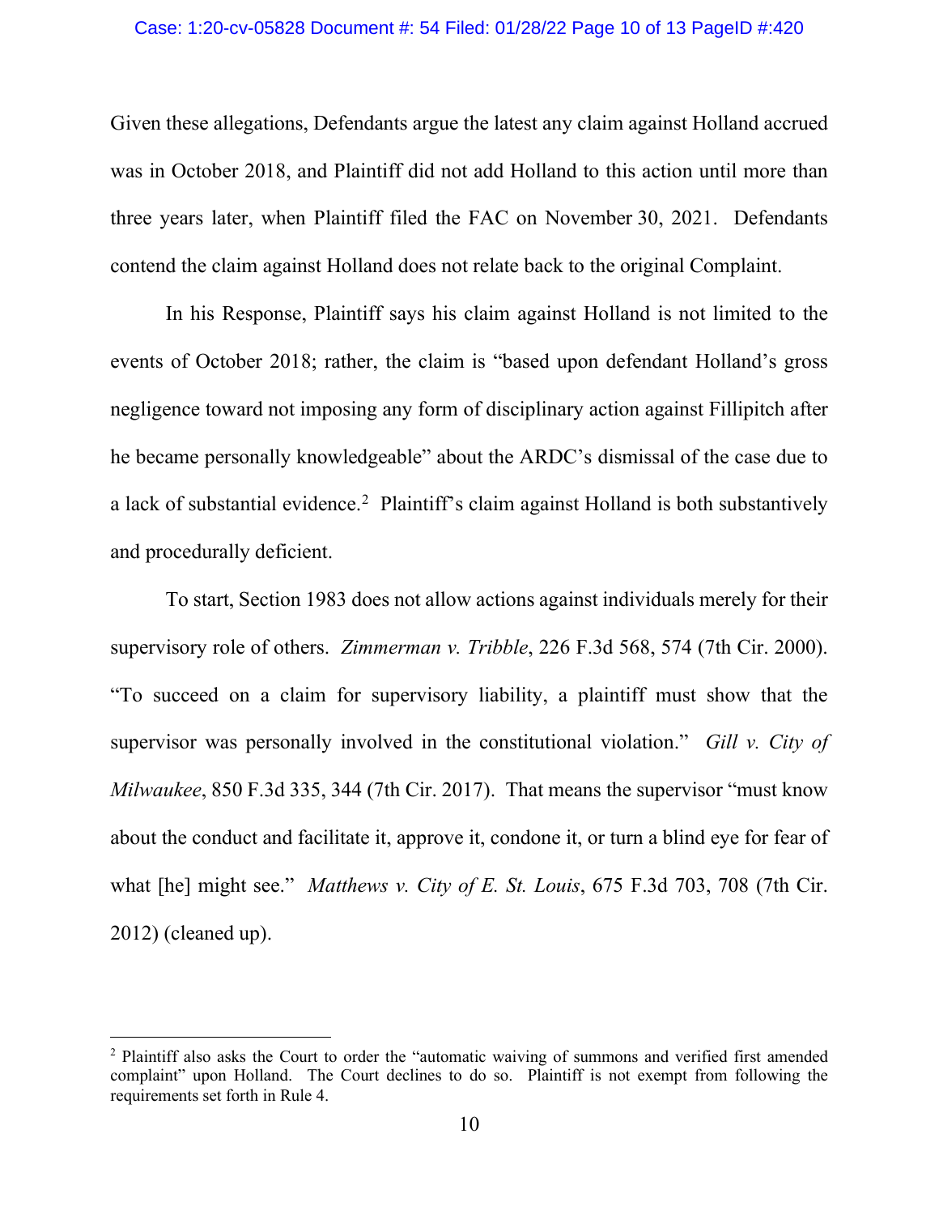Given these allegations, Defendants argue the latest any claim against Holland accrued was in October 2018, and Plaintiff did not add Holland to this action until more than three years later, when Plaintiff filed the FAC on November 30, 2021. Defendants contend the claim against Holland does not relate back to the original Complaint.

In his Response, Plaintiff says his claim against Holland is not limited to the events of October 2018; rather, the claim is "based upon defendant Holland's gross negligence toward not imposing any form of disciplinary action against Fillipitch after he became personally knowledgeable" about the ARDC's dismissal of the case due to a lack of substantial evidence.[2] Plaintiff's claim against Holland is both substantively and procedurally deficient.

To start, Section 1983 does not allow actions against individuals merely for their supervisory role of others. *Zimmerman v. Tribble*, 226 F.3d 568, 574 (7th Cir. 2000). "To succeed on a claim for supervisory liability, a plaintiff must show that the supervisor was personally involved in the constitutional violation." *Gill v. City of Milwaukee*, 850 F.3d 335, 344 (7th Cir. 2017). That means the supervisor "must know about the conduct and facilitate it, approve it, condone it, or turn a blind eye for fear of what [he] might see." *Matthews v. City of E. St. Louis*, 675 F.3d 703, 708 (7th Cir. 2012) (cleaned up).

---

[2] Plaintiff also asks the Court to order the "automatic waiving of summons and verified first amended complaint" upon Holland. The Court declines to do so. Plaintiff is not exempt from following the requirements set forth in Rule 4.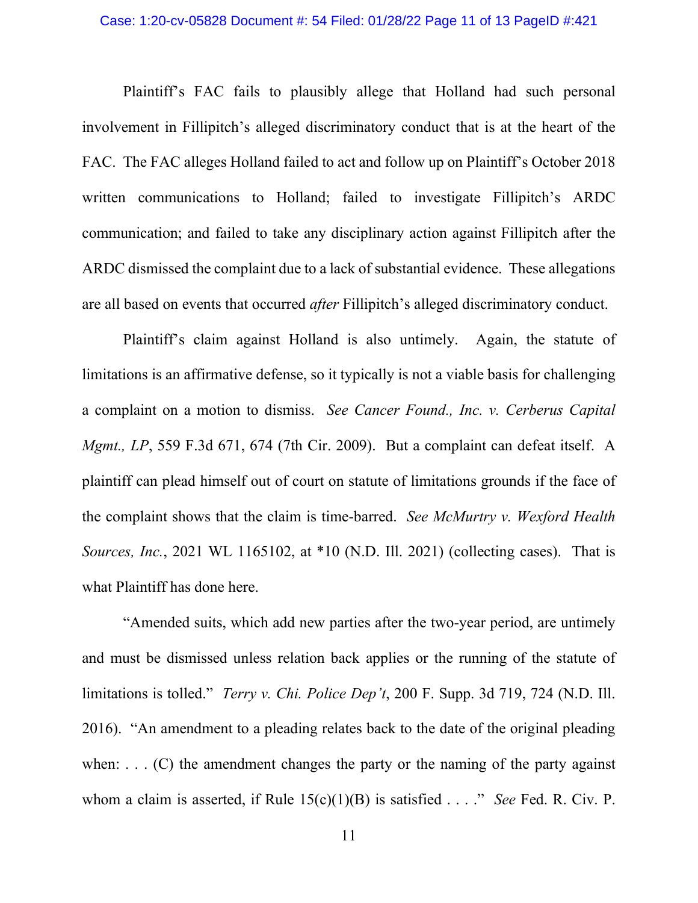Plaintiff's FAC fails to plausibly allege that Holland had such personal involvement in Fillipitch's alleged discriminatory conduct that is at the heart of the FAC. The FAC alleges Holland failed to act and follow up on Plaintiff's October 2018 written communications to Holland; failed to investigate Fillipitch's ARDC communication; and failed to take any disciplinary action against Fillipitch after the ARDC dismissed the complaint due to a lack of substantial evidence. These allegations are all based on events that occurred *after* Fillipitch's alleged discriminatory conduct.

Plaintiff's claim against Holland is also untimely. Again, the statute of limitations is an affirmative defense, so it typically is not a viable basis for challenging a complaint on a motion to dismiss. *See Cancer Found., Inc. v. Cerberus Capital Mgmt., LP*, 559 F.3d 671, 674 (7th Cir. 2009). But a complaint can defeat itself. A plaintiff can plead himself out of court on statute of limitations grounds if the face of the complaint shows that the claim is time-barred. *See McMurtry v. Wexford Health Sources, Inc.*, 2021 WL 1165102, at *10 (N.D. Ill. 2021) (collecting cases). That is what Plaintiff has done here.

"Amended suits, which add new parties after the two-year period, are untimely and must be dismissed unless relation back applies or the running of the statute of limitations is tolled." *Terry v. Chi. Police Dep't*, 200 F. Supp. 3d 719, 724 (N.D. Ill. 2016). "An amendment to a pleading relates back to the date of the original pleading when: . . . (C) the amendment changes the party or the naming of the party against whom a claim is asserted, if Rule 15(c)(1)(B) is satisfied . . . ." *See* Fed. R. Civ. P.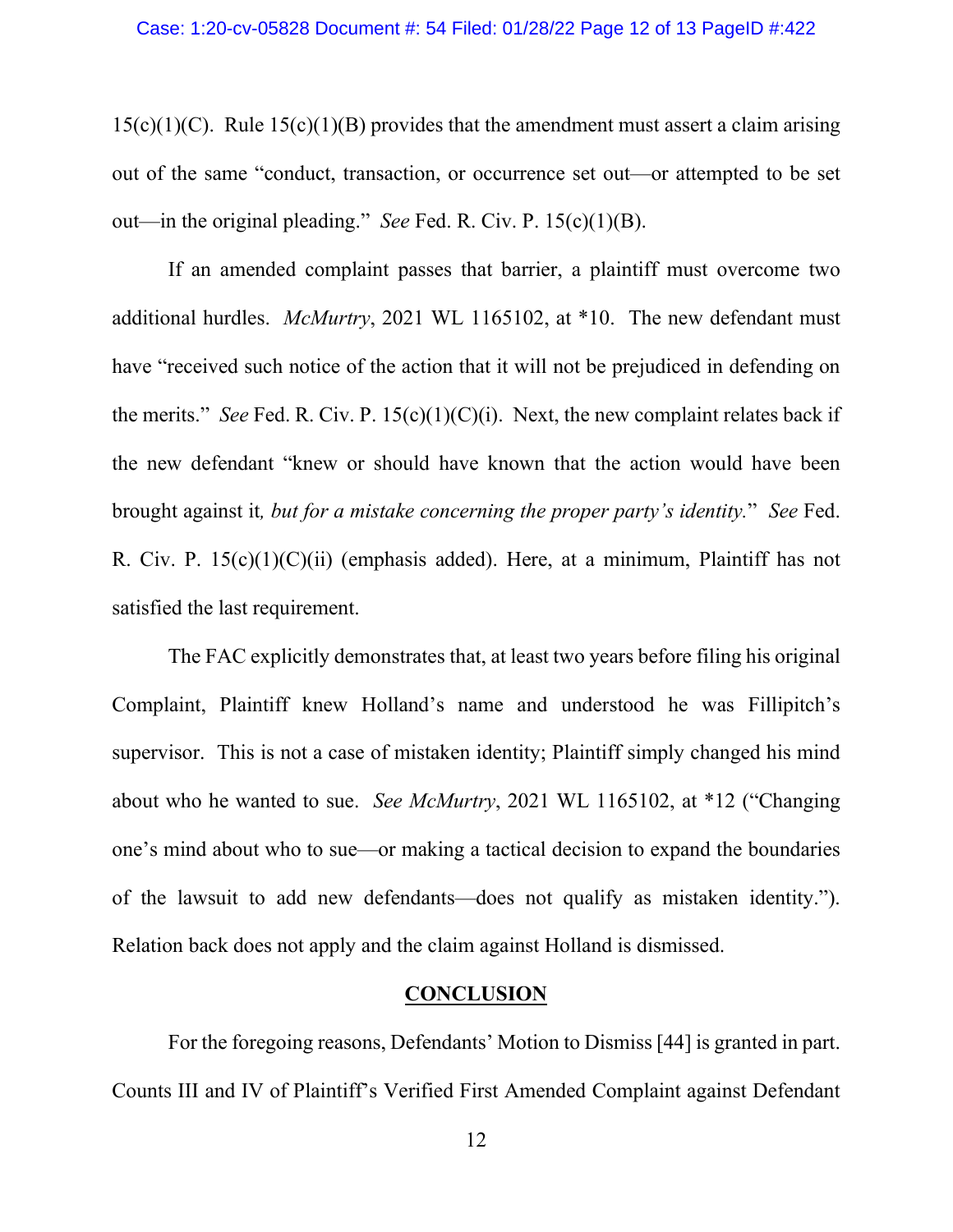15(c)(1)(C). Rule 15(c)(1)(B) provides that the amendment must assert a claim arising out of the same "conduct, transaction, or occurrence set out—or attempted to be set out—in the original pleading." *See* Fed. R. Civ. P. 15(c)(1)(B).

If an amended complaint passes that barrier, a plaintiff must overcome two additional hurdles. *McMurtry*, 2021 WL 1165102, at *10. The new defendant must have "received such notice of the action that it will not be prejudiced in defending on the merits." *See* Fed. R. Civ. P. 15(c)(1)(C)(i). Next, the new complaint relates back if the new defendant "knew or should have known that the action would have been brought against it*, but for a mistake concerning the proper party's identity.*" *See* Fed. R. Civ. P. 15(c)(1)(C)(ii) (emphasis added). Here, at a minimum, Plaintiff has not satisfied the last requirement.

The FAC explicitly demonstrates that, at least two years before filing his original Complaint, Plaintiff knew Holland's name and understood he was Fillipitch's supervisor. This is not a case of mistaken identity; Plaintiff simply changed his mind about who he wanted to sue. *See McMurtry*, 2021 WL 1165102, at *12 ("Changing one's mind about who to sue—or making a tactical decision to expand the boundaries of the lawsuit to add new defendants—does not qualify as mistaken identity."). Relation back does not apply and the claim against Holland is dismissed.

## CONCLUSION

For the foregoing reasons, Defendants' Motion to Dismiss [44] is granted in part. Counts III and IV of Plaintiff's Verified First Amended Complaint against Defendant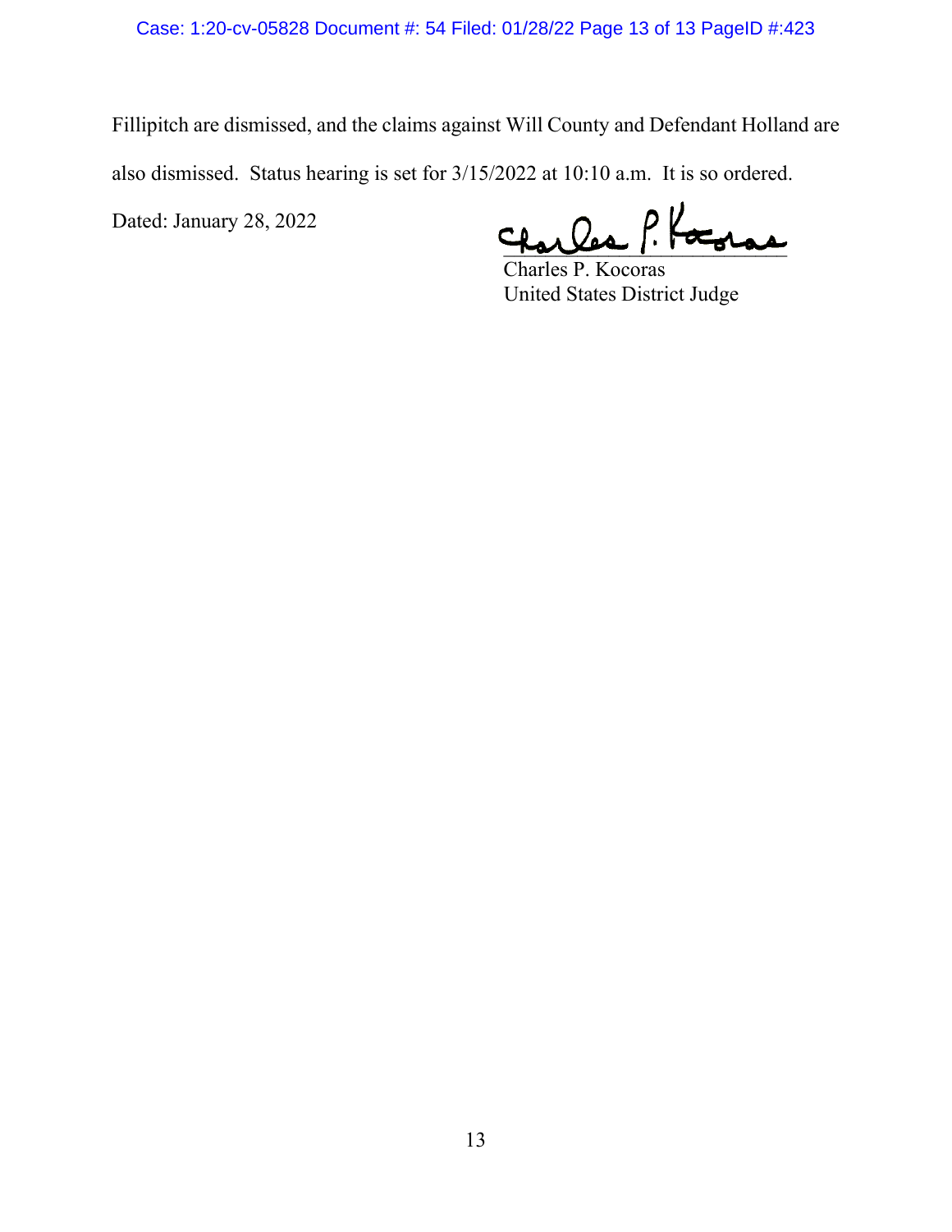Fillipitch are dismissed, and the claims against Will County and Defendant Holland are also dismissed. Status hearing is set for 3/15/2022 at 10:10 a.m. It is so ordered.

Dated: January 28, 2022

Charles P. Kocoras
United States District Judge